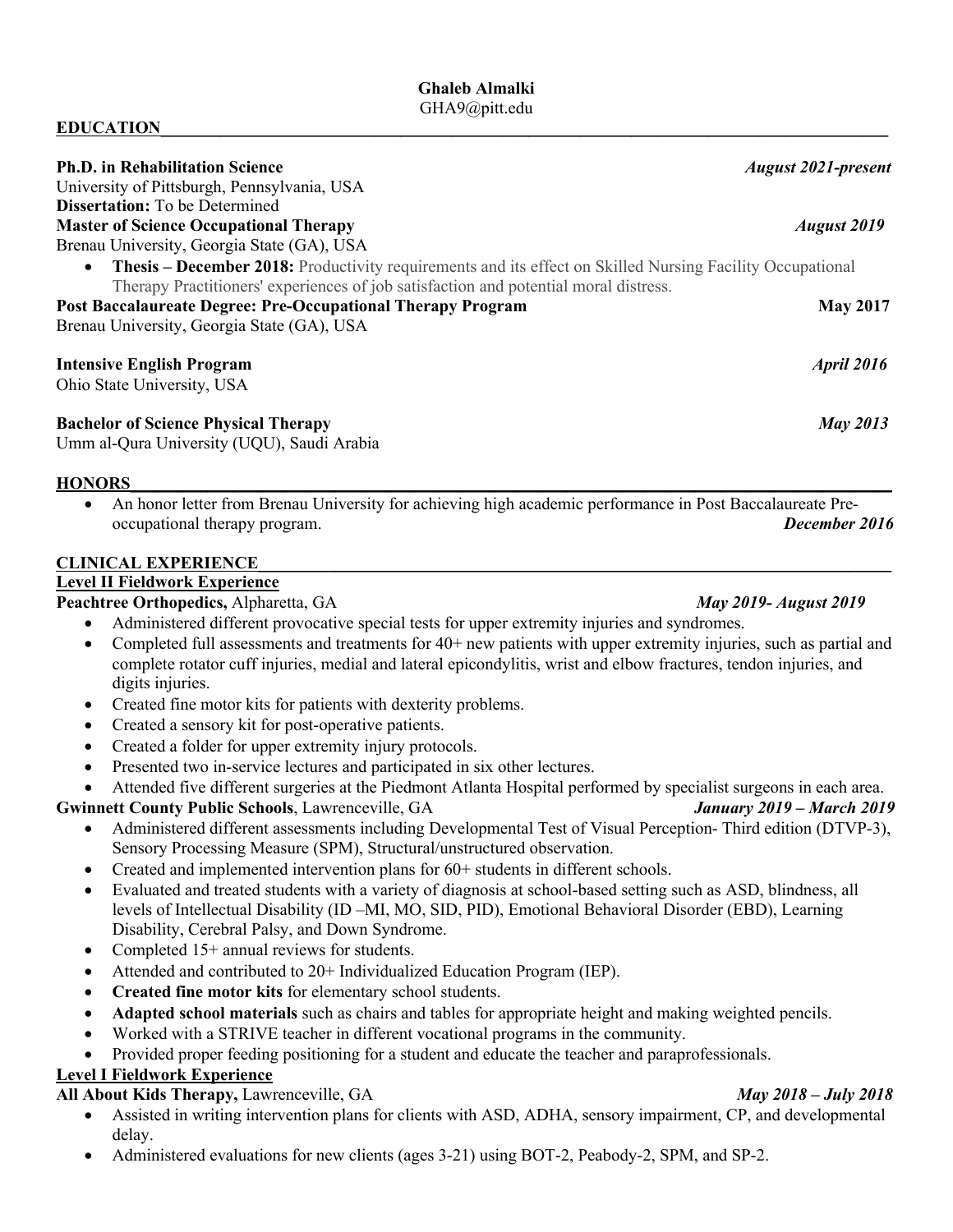# Ghaleb Almalki

GHA9@pitt.edu

## EDUCATION

**Ph.D. in Rehabilitation Science** — ***August 2021-present***
University of Pittsburgh, Pennsylvania, USA
**Dissertation:** To be Determined

**Master of Science Occupational Therapy** — ***August 2019***
Brenau University, Georgia State (GA), USA

- **Thesis – December 2018:** Productivity requirements and its effect on Skilled Nursing Facility Occupational Therapy Practitioners' experiences of job satisfaction and potential moral distress.

**Post Baccalaureate Degree: Pre-Occupational Therapy Program** — **May 2017**
Brenau University, Georgia State (GA), USA

**Intensive English Program** — ***April 2016***
Ohio State University, USA

**Bachelor of Science Physical Therapy** — ***May 2013***
Umm al-Qura University (UQU), Saudi Arabia

## HONORS

- An honor letter from Brenau University for achieving high academic performance in Post Baccalaureate Pre-occupational therapy program. ***December 2016***

## CLINICAL EXPERIENCE

### Level II Fieldwork Experience

**Peachtree Orthopedics,** Alpharetta, GA — ***May 2019- August 2019***

- Administered different provocative special tests for upper extremity injuries and syndromes.
- Completed full assessments and treatments for 40+ new patients with upper extremity injuries, such as partial and complete rotator cuff injuries, medial and lateral epicondylitis, wrist and elbow fractures, tendon injuries, and digits injuries.
- Created fine motor kits for patients with dexterity problems.
- Created a sensory kit for post-operative patients.
- Created a folder for upper extremity injury protocols.
- Presented two in-service lectures and participated in six other lectures.
- Attended five different surgeries at the Piedmont Atlanta Hospital performed by specialist surgeons in each area.

**Gwinnett County Public Schools**, Lawrenceville, GA — ***January 2019 – March 2019***

- Administered different assessments including Developmental Test of Visual Perception- Third edition (DTVP-3), Sensory Processing Measure (SPM), Structural/unstructured observation.
- Created and implemented intervention plans for 60+ students in different schools.
- Evaluated and treated students with a variety of diagnosis at school-based setting such as ASD, blindness, all levels of Intellectual Disability (ID –MI, MO, SID, PID), Emotional Behavioral Disorder (EBD), Learning Disability, Cerebral Palsy, and Down Syndrome.
- Completed 15+ annual reviews for students.
- Attended and contributed to 20+ Individualized Education Program (IEP).
- **Created fine motor kits** for elementary school students.
- **Adapted school materials** such as chairs and tables for appropriate height and making weighted pencils.
- Worked with a STRIVE teacher in different vocational programs in the community.
- Provided proper feeding positioning for a student and educate the teacher and paraprofessionals.

### Level I Fieldwork Experience

**All About Kids Therapy,** Lawrenceville, GA — ***May 2018 – July 2018***

- Assisted in writing intervention plans for clients with ASD, ADHA, sensory impairment, CP, and developmental delay.
- Administered evaluations for new clients (ages 3-21) using BOT-2, Peabody-2, SPM, and SP-2.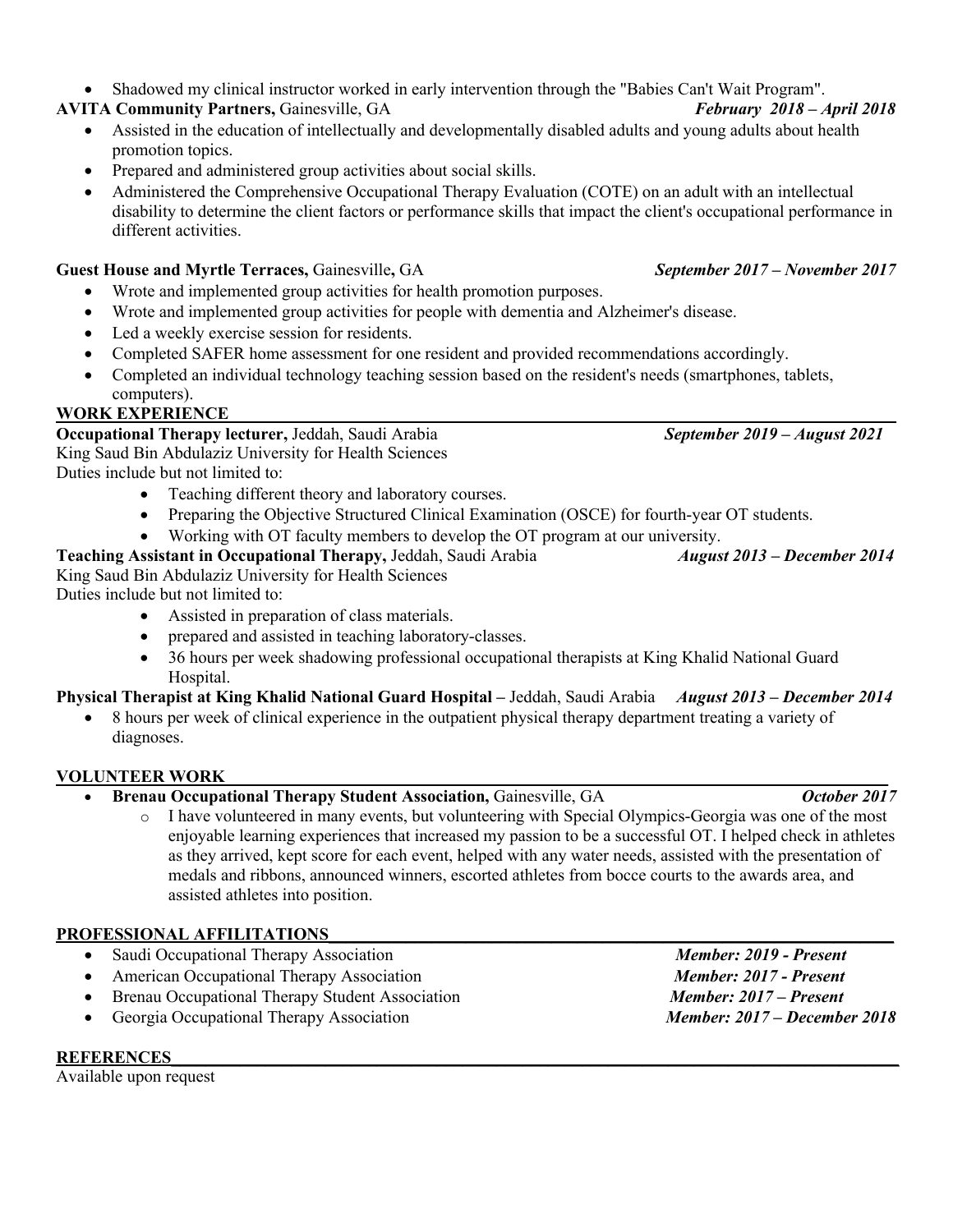- Shadowed my clinical instructor worked in early intervention through the "Babies Can't Wait Program".

**AVITA Community Partners,** Gainesville, GA *February 2018 – April 2018*

- Assisted in the education of intellectually and developmentally disabled adults and young adults about health promotion topics.
- Prepared and administered group activities about social skills.
- Administered the Comprehensive Occupational Therapy Evaluation (COTE) on an adult with an intellectual disability to determine the client factors or performance skills that impact the client's occupational performance in different activities.

**Guest House and Myrtle Terraces,** Gainesville**,** GA *September 2017 – November 2017*

- Wrote and implemented group activities for health promotion purposes.
- Wrote and implemented group activities for people with dementia and Alzheimer's disease.
- Led a weekly exercise session for residents.
- Completed SAFER home assessment for one resident and provided recommendations accordingly.
- Completed an individual technology teaching session based on the resident's needs (smartphones, tablets, computers).

## WORK EXPERIENCE

**Occupational Therapy lecturer,** Jeddah, Saudi Arabia *September 2019 – August 2021*
King Saud Bin Abdulaziz University for Health Sciences
Duties include but not limited to:

- Teaching different theory and laboratory courses.
- Preparing the Objective Structured Clinical Examination (OSCE) for fourth-year OT students.
- Working with OT faculty members to develop the OT program at our university.

**Teaching Assistant in Occupational Therapy,** Jeddah, Saudi Arabia *August 2013 – December 2014*
King Saud Bin Abdulaziz University for Health Sciences
Duties include but not limited to:

- Assisted in preparation of class materials.
- prepared and assisted in teaching laboratory-classes.
- 36 hours per week shadowing professional occupational therapists at King Khalid National Guard Hospital.

**Physical Therapist at King Khalid National Guard Hospital –** Jeddah, Saudi Arabia *August 2013 – December 2014*

- 8 hours per week of clinical experience in the outpatient physical therapy department treating a variety of diagnoses.

## VOLUNTEER WORK

- **Brenau Occupational Therapy Student Association,** Gainesville, GA *October 2017*
  - I have volunteered in many events, but volunteering with Special Olympics-Georgia was one of the most enjoyable learning experiences that increased my passion to be a successful OT. I helped check in athletes as they arrived, kept score for each event, helped with any water needs, assisted with the presentation of medals and ribbons, announced winners, escorted athletes from bocce courts to the awards area, and assisted athletes into position.

## PROFESSIONAL AFFILITATIONS

- Saudi Occupational Therapy Association *Member: 2019 - Present*
- American Occupational Therapy Association *Member: 2017 - Present*
- Brenau Occupational Therapy Student Association *Member: 2017 – Present*
- Georgia Occupational Therapy Association *Member: 2017 – December 2018*

## REFERENCES

Available upon request